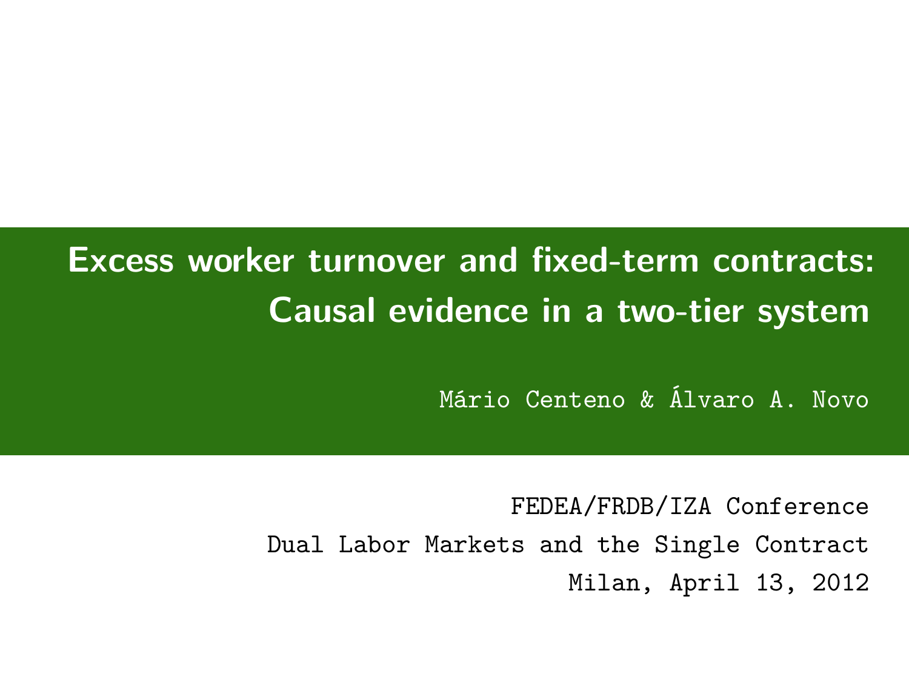# Excess worker turnover and fixed-term contracts: Causal evidence in a two-tier system

Mário Centeno & Álvaro A. Novo

FEDEA/FRDB/IZA Conference

Dual Labor Markets and the Single Contract

Milan, April 13, 2012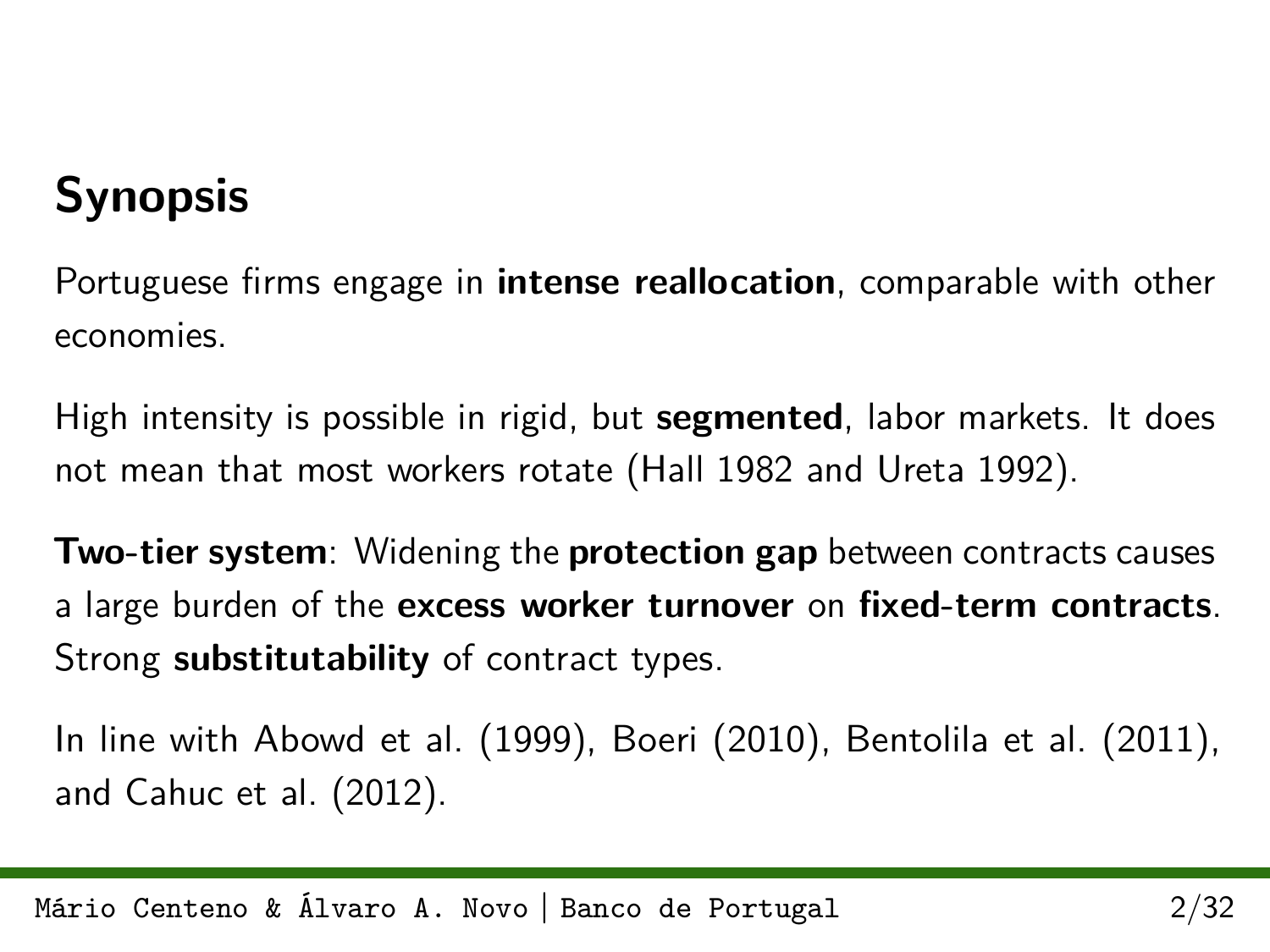## Synopsis

Portuguese firms engage in **intense reallocation**, comparable with other economies.

High intensity is possible in rigid, but **segmented**, labor markets. It does not mean that most workers rotate (Hall 1982 and Ureta 1992).

**Two-tier system**: Widening the **protection gap** between contracts causes a large burden of the **excess worker turnover** on **fixed-term contracts**. Strong **substitutability** of contract types.

In line with Abowd et al. (1999), Boeri (2010), Bentolila et al. (2011), and Cahuc et al. (2012).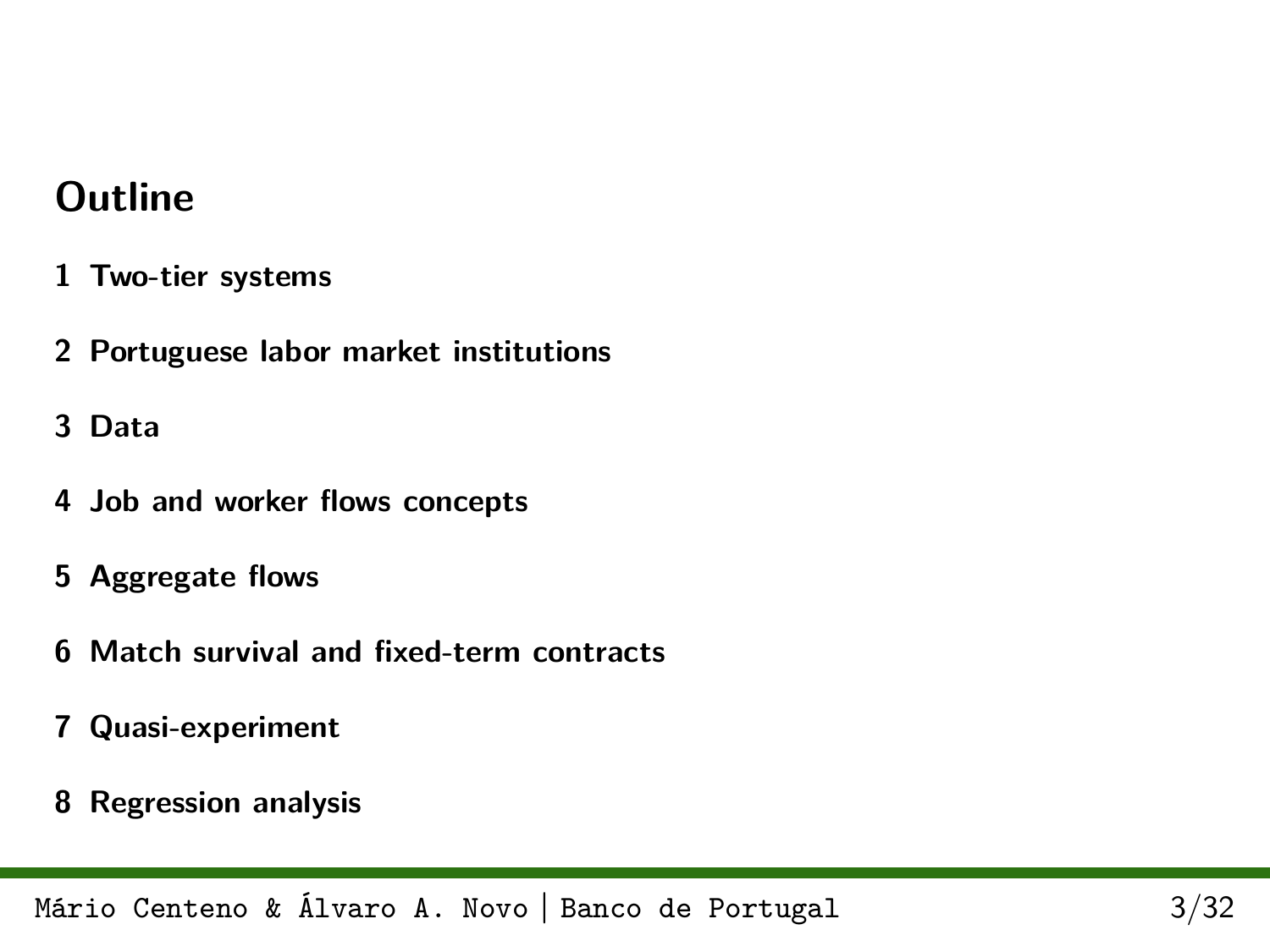# Outline

1. Two-tier systems
2. Portuguese labor market institutions
3. Data
4. Job and worker flows concepts
5. Aggregate flows
6. Match survival and fixed-term contracts
7. Quasi-experiment
8. Regression analysis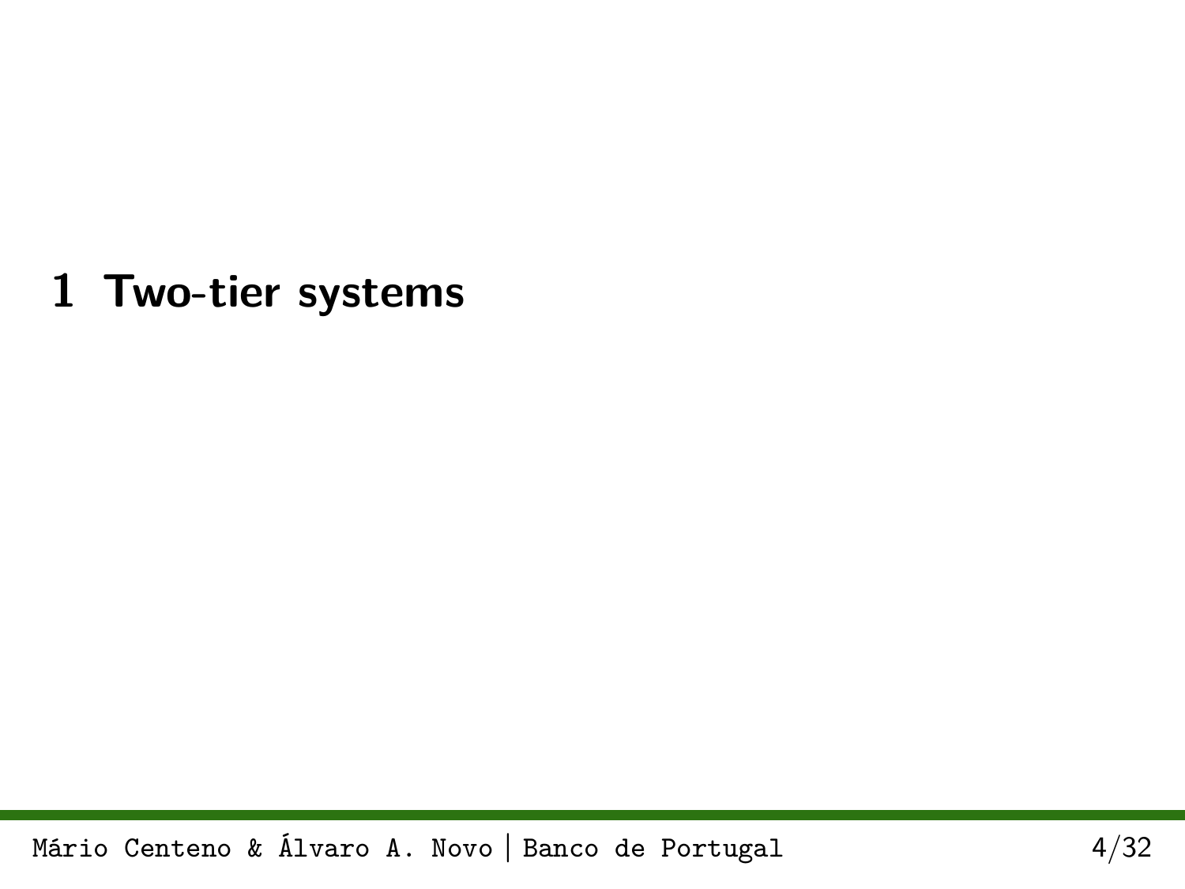# 1 Two-tier systems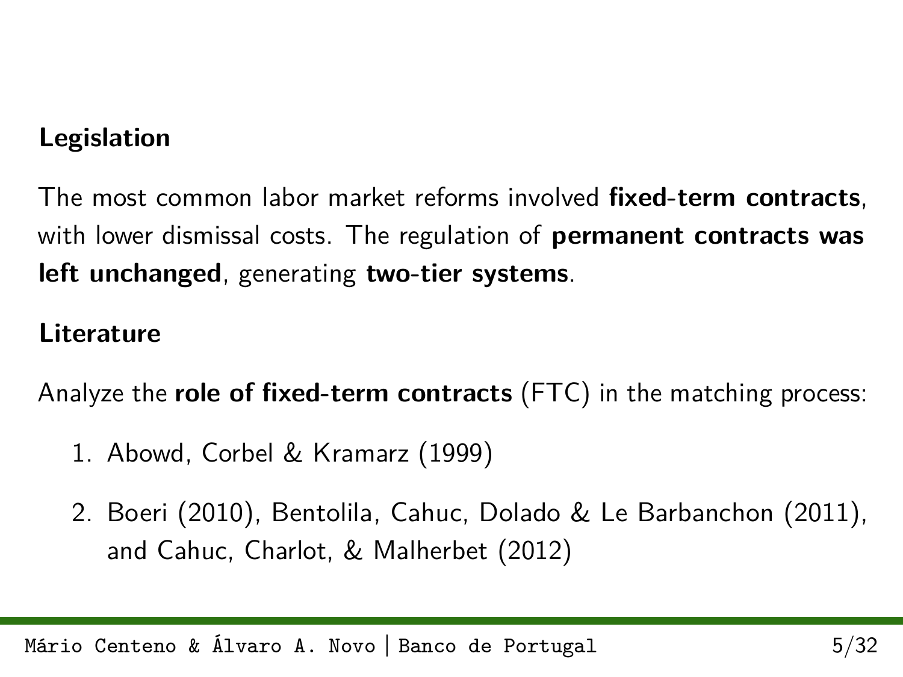**Legislation**

The most common labor market reforms involved **fixed-term contracts**, with lower dismissal costs. The regulation of **permanent contracts was left unchanged**, generating **two-tier systems**.

**Literature**

Analyze the **role of fixed-term contracts** (FTC) in the matching process:

1. Abowd, Corbel & Kramarz (1999)
2. Boeri (2010), Bentolila, Cahuc, Dolado & Le Barbanchon (2011), and Cahuc, Charlot, & Malherbet (2012)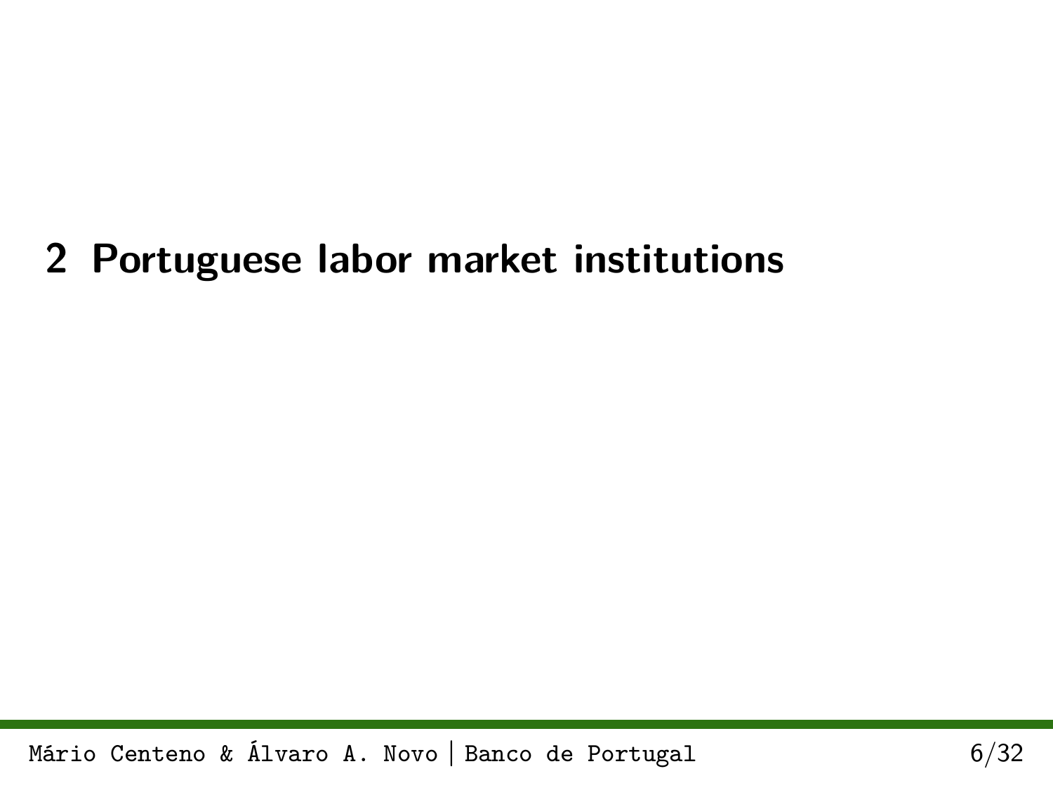## 2 Portuguese labor market institutions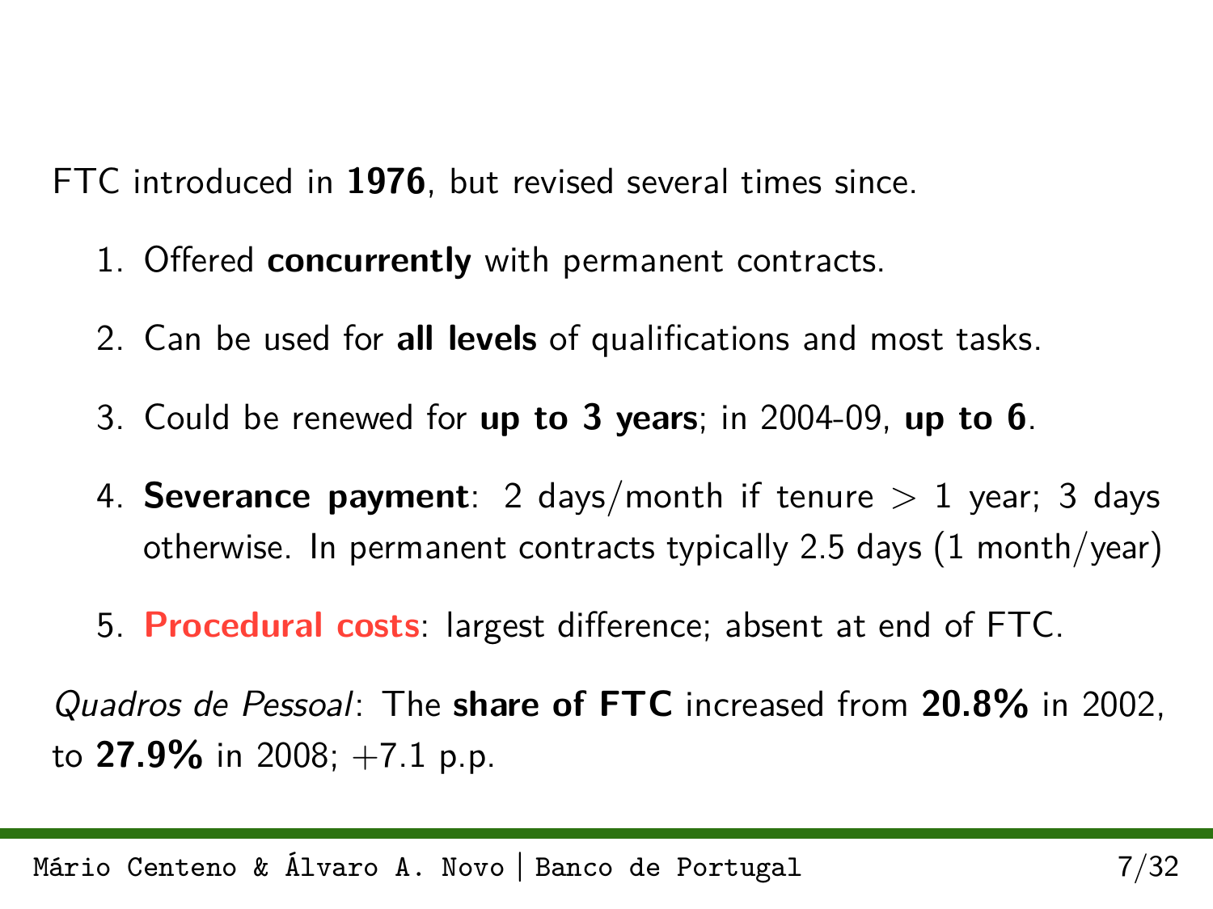FTC introduced in **1976**, but revised several times since.

1. Offered **concurrently** with permanent contracts.
2. Can be used for **all levels** of qualifications and most tasks.
3. Could be renewed for **up to 3 years**; in 2004-09, **up to 6**.
4. **Severance payment**: 2 days/month if tenure $>$ 1 year; 3 days otherwise. In permanent contracts typically 2.5 days (1 month/year)
5. **Procedural costs**: largest difference; absent at end of FTC.

*Quadros de Pessoal*: The **share of FTC** increased from **20.8%** in 2002, to **27.9%** in 2008; +7.1 p.p.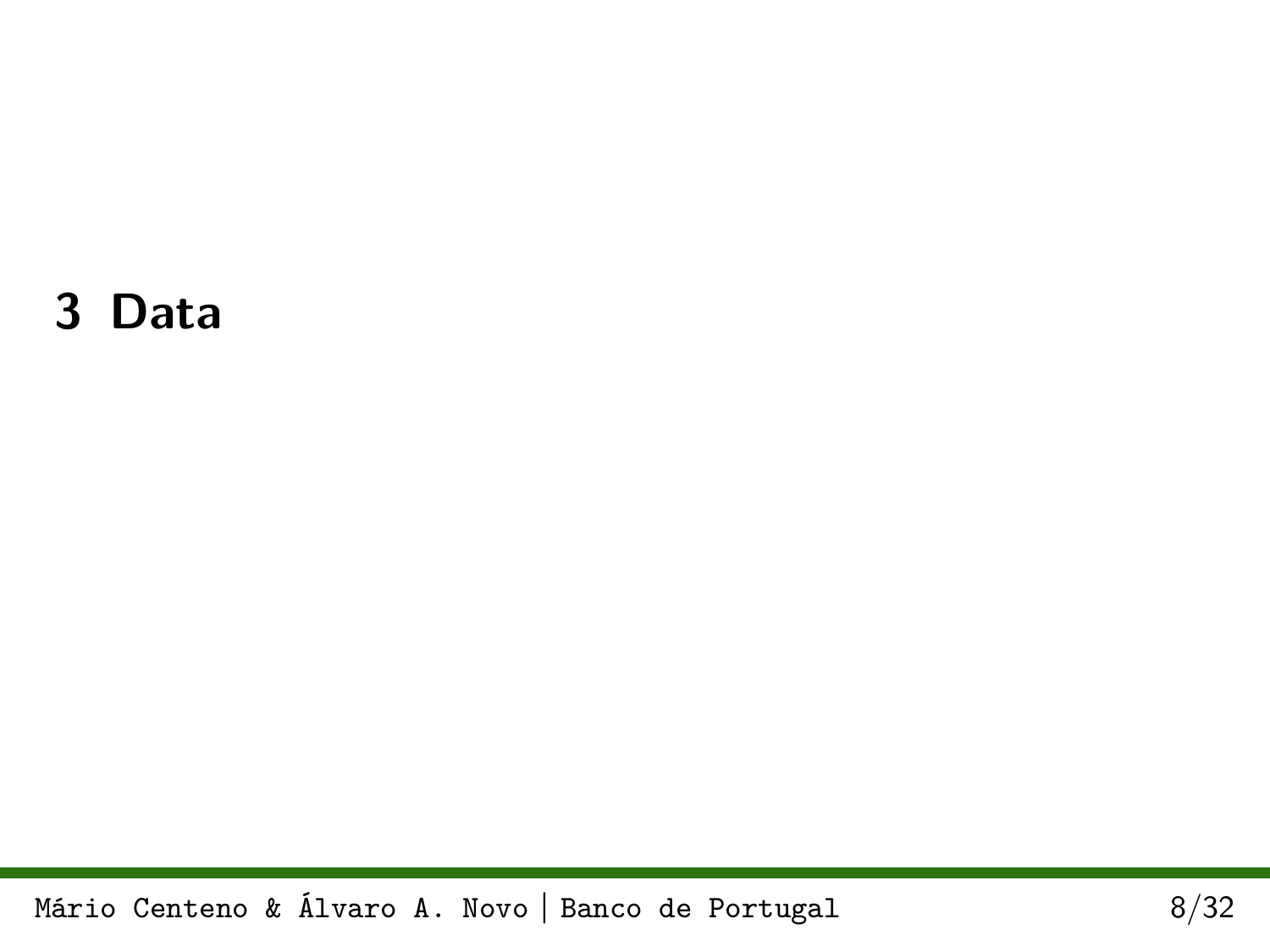# 3 Data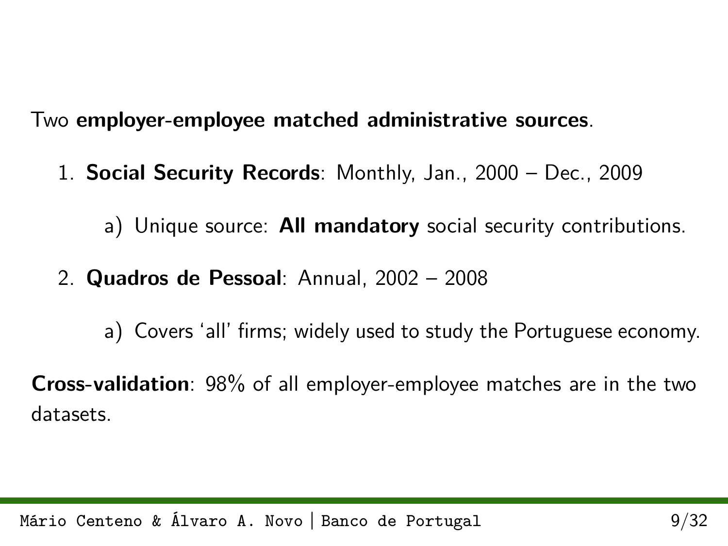Two **employer-employee matched administrative sources**.

1. **Social Security Records**: Monthly, Jan., 2000 – Dec., 2009
   a) Unique source: **All mandatory** social security contributions.
2. **Quadros de Pessoal**: Annual, 2002 – 2008
   a) Covers 'all' firms; widely used to study the Portuguese economy.

**Cross-validation**: 98% of all employer-employee matches are in the two datasets.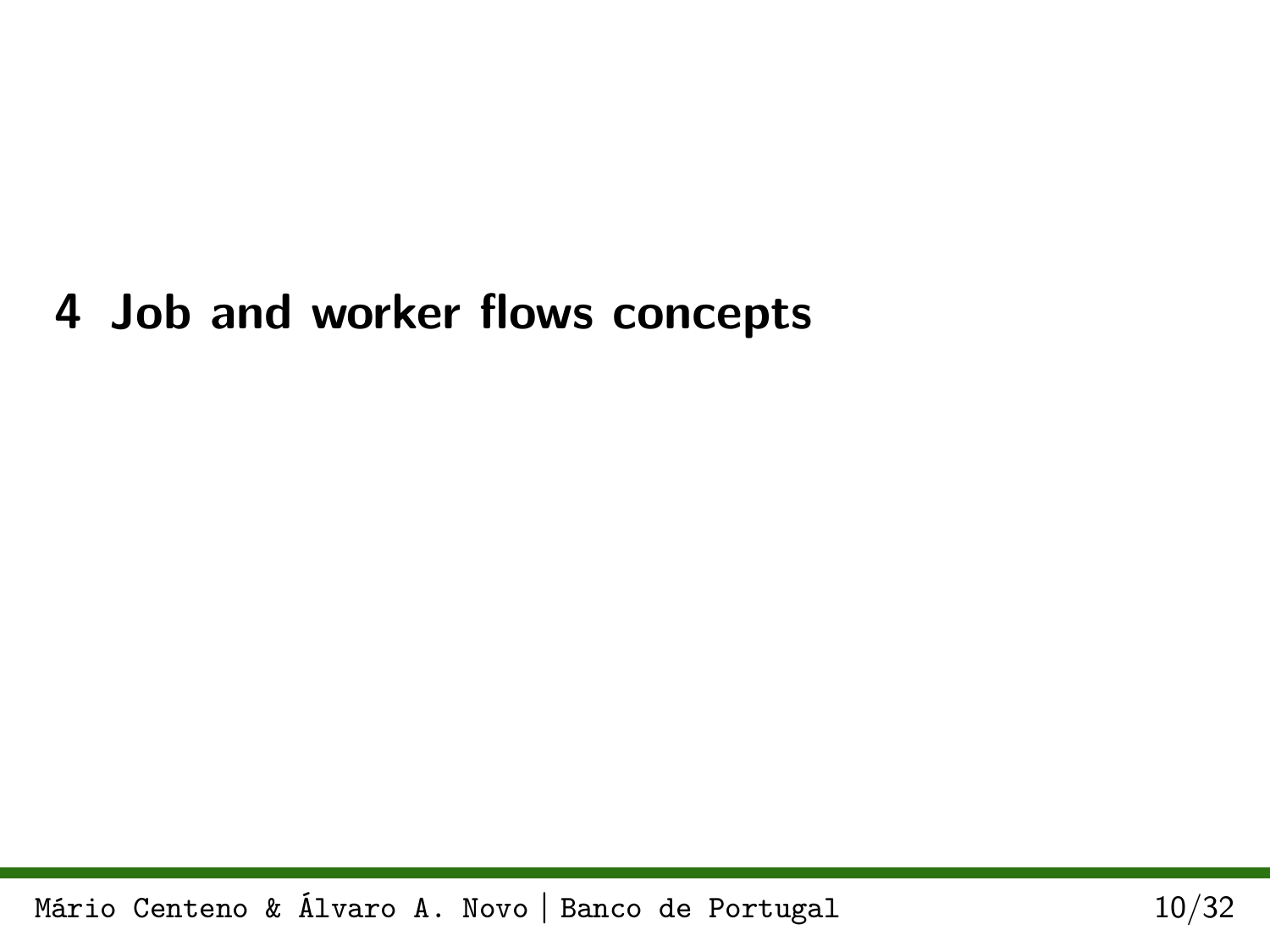# 4 Job and worker flows concepts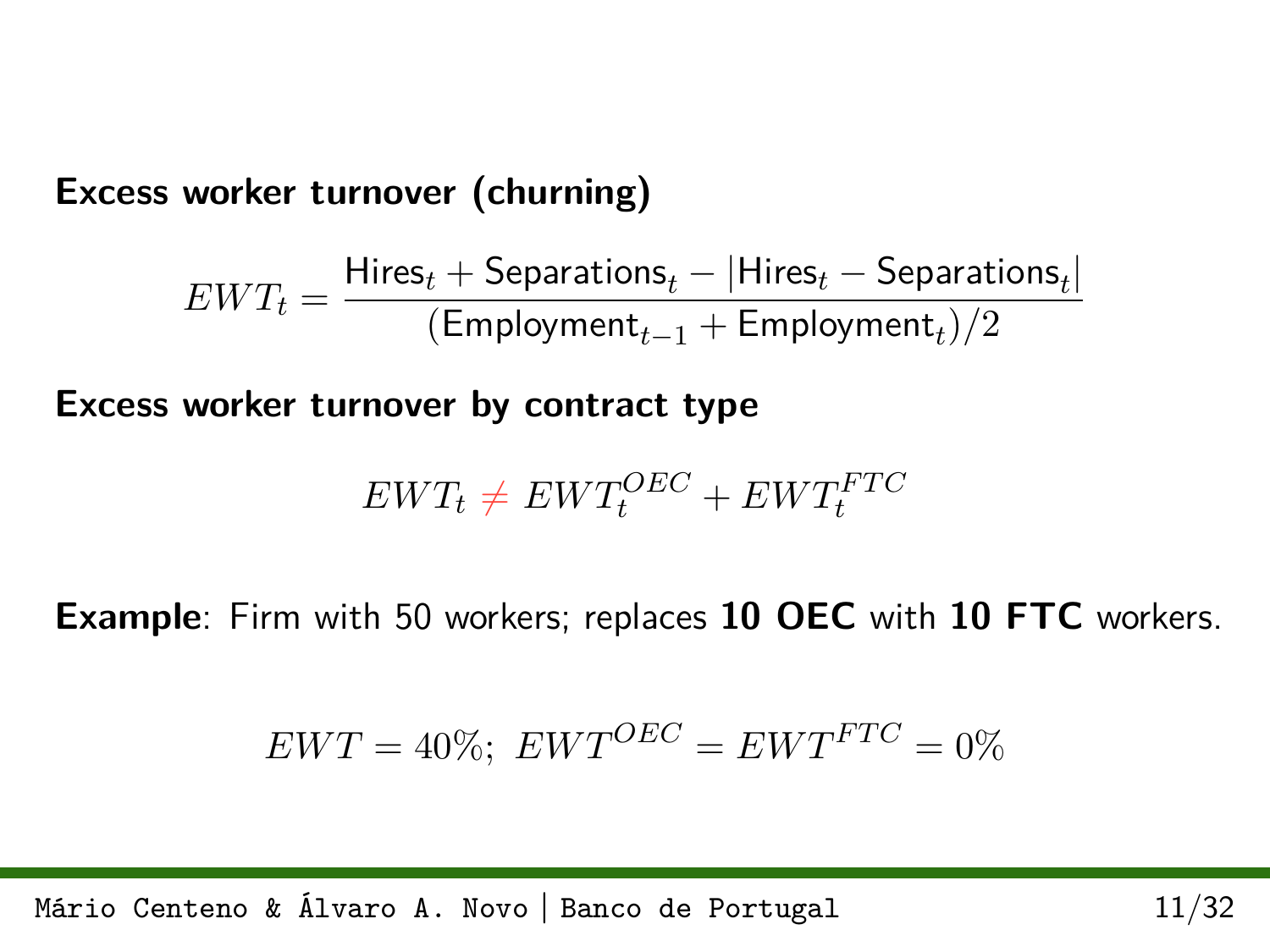**Excess worker turnover (churning)**

$$EWT_t = \frac{\text{Hires}_t + \text{Separations}_t - |\text{Hires}_t - \text{Separations}_t|}{(\text{Employment}_{t-1} + \text{Employment}_t)/2}$$

**Excess worker turnover by contract type**

$$EWT_t \neq EWT_t^{OEC} + EWT_t^{FTC}$$

**Example**: Firm with 50 workers; replaces **10 OEC** with **10 FTC** workers.

$$EWT = 40\%;\ EWT^{OEC} = EWT^{FTC} = 0\%$$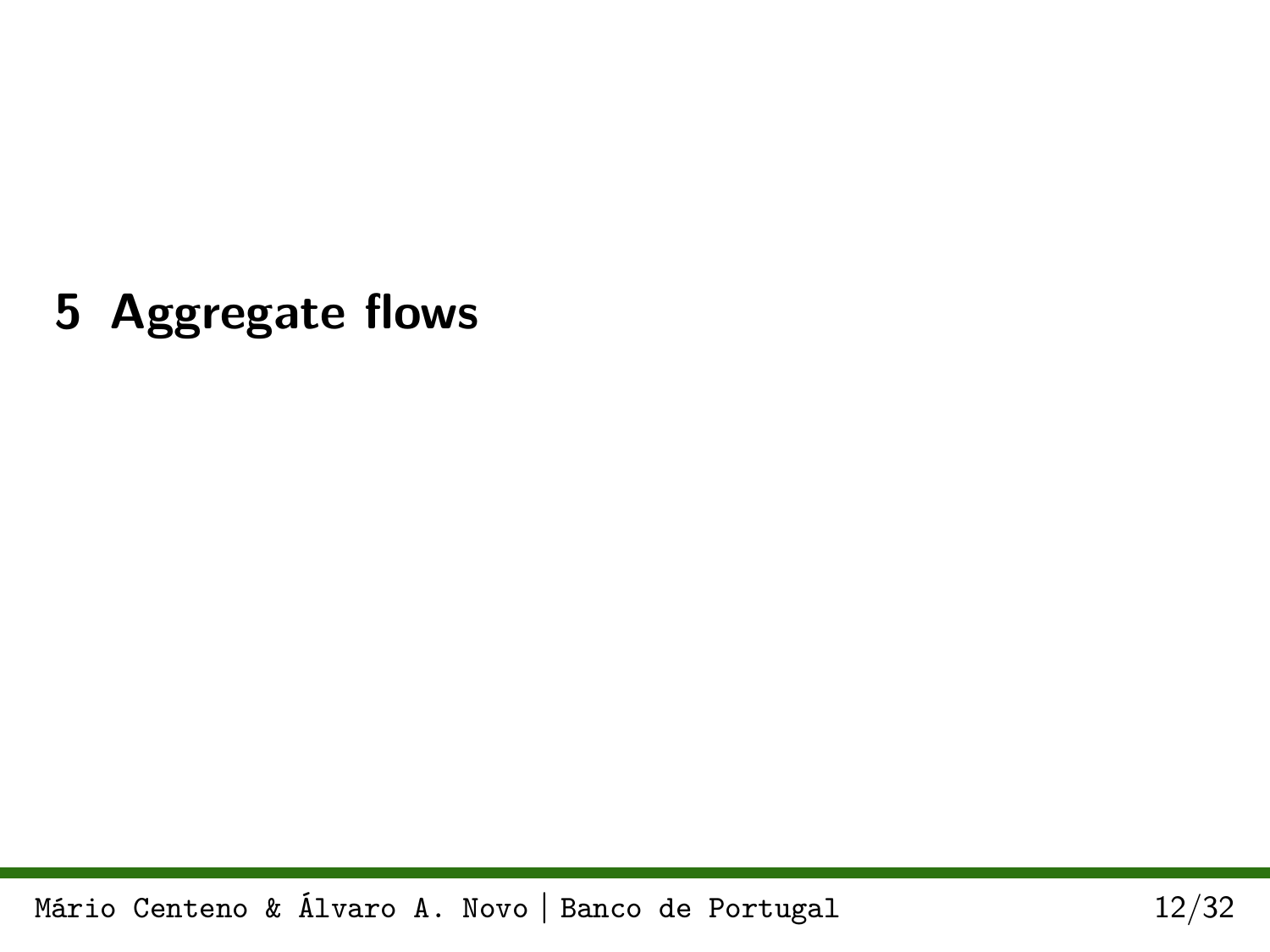# 5 Aggregate flows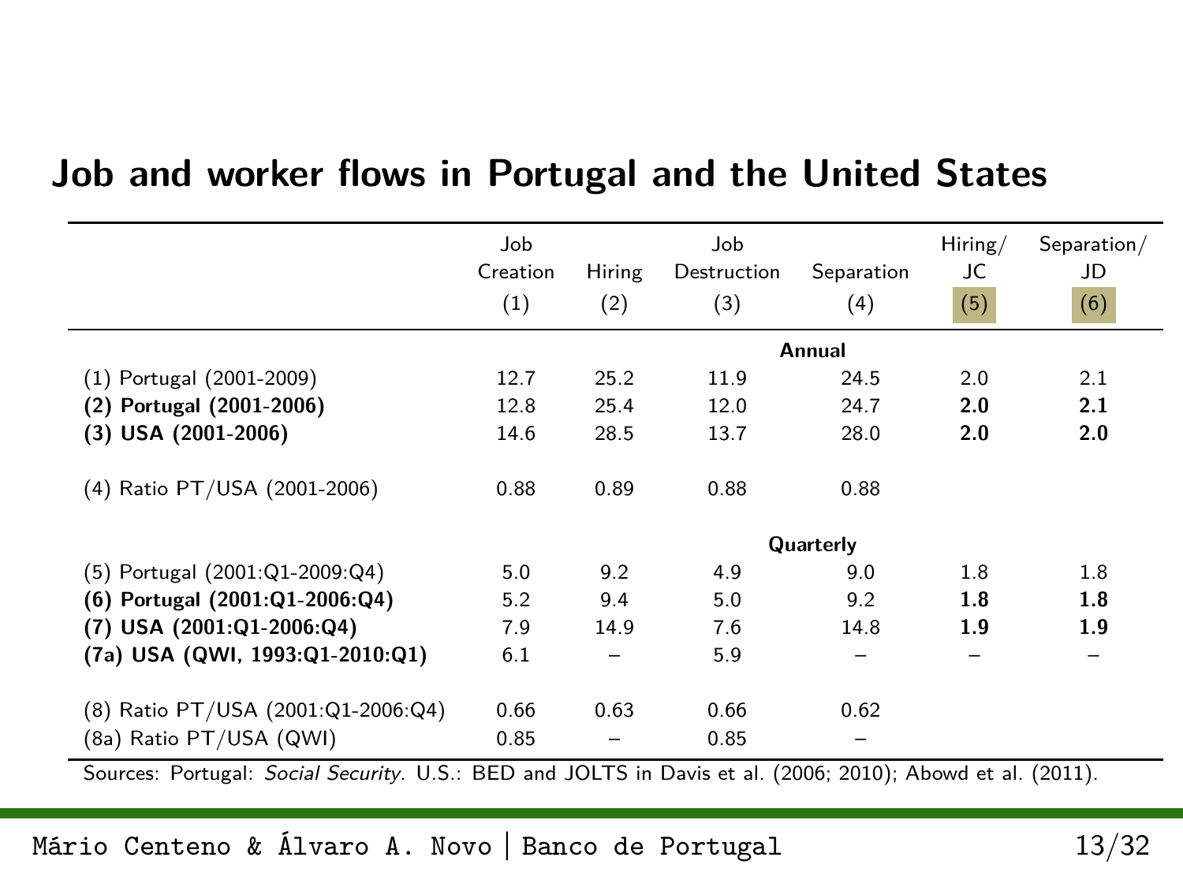# Job and worker flows in Portugal and the United States

| | Job Creation (1) | Hiring (2) | Job Destruction (3) | Separation (4) | Hiring/ JC (5) | Separation/ JD (6) |
|---|---|---|---|---|---|---|
| | | | | **Annual** | | |
| (1) Portugal (2001-2009) | 12.7 | 25.2 | 11.9 | 24.5 | 2.0 | 2.1 |
| **(2) Portugal (2001-2006)** | 12.8 | 25.4 | 12.0 | 24.7 | **2.0** | **2.1** |
| **(3) USA (2001-2006)** | 14.6 | 28.5 | 13.7 | 28.0 | **2.0** | **2.0** |
| (4) Ratio PT/USA (2001-2006) | 0.88 | 0.89 | 0.88 | 0.88 | | |
| | | | | **Quarterly** | | |
| (5) Portugal (2001:Q1-2009:Q4) | 5.0 | 9.2 | 4.9 | 9.0 | 1.8 | 1.8 |
| **(6) Portugal (2001:Q1-2006:Q4)** | 5.2 | 9.4 | 5.0 | 9.2 | **1.8** | **1.8** |
| **(7) USA (2001:Q1-2006:Q4)** | 7.9 | 14.9 | 7.6 | 14.8 | **1.9** | **1.9** |
| **(7a) USA (QWI, 1993:Q1-2010:Q1)** | 6.1 | – | 5.9 | – | – | – |
| (8) Ratio PT/USA (2001:Q1-2006:Q4) | 0.66 | 0.63 | 0.66 | 0.62 | | |
| (8a) Ratio PT/USA (QWI) | 0.85 | – | 0.85 | – | | |

Sources: Portugal: *Social Security*. U.S.: BED and JOLTS in Davis et al. (2006; 2010); Abowd et al. (2011).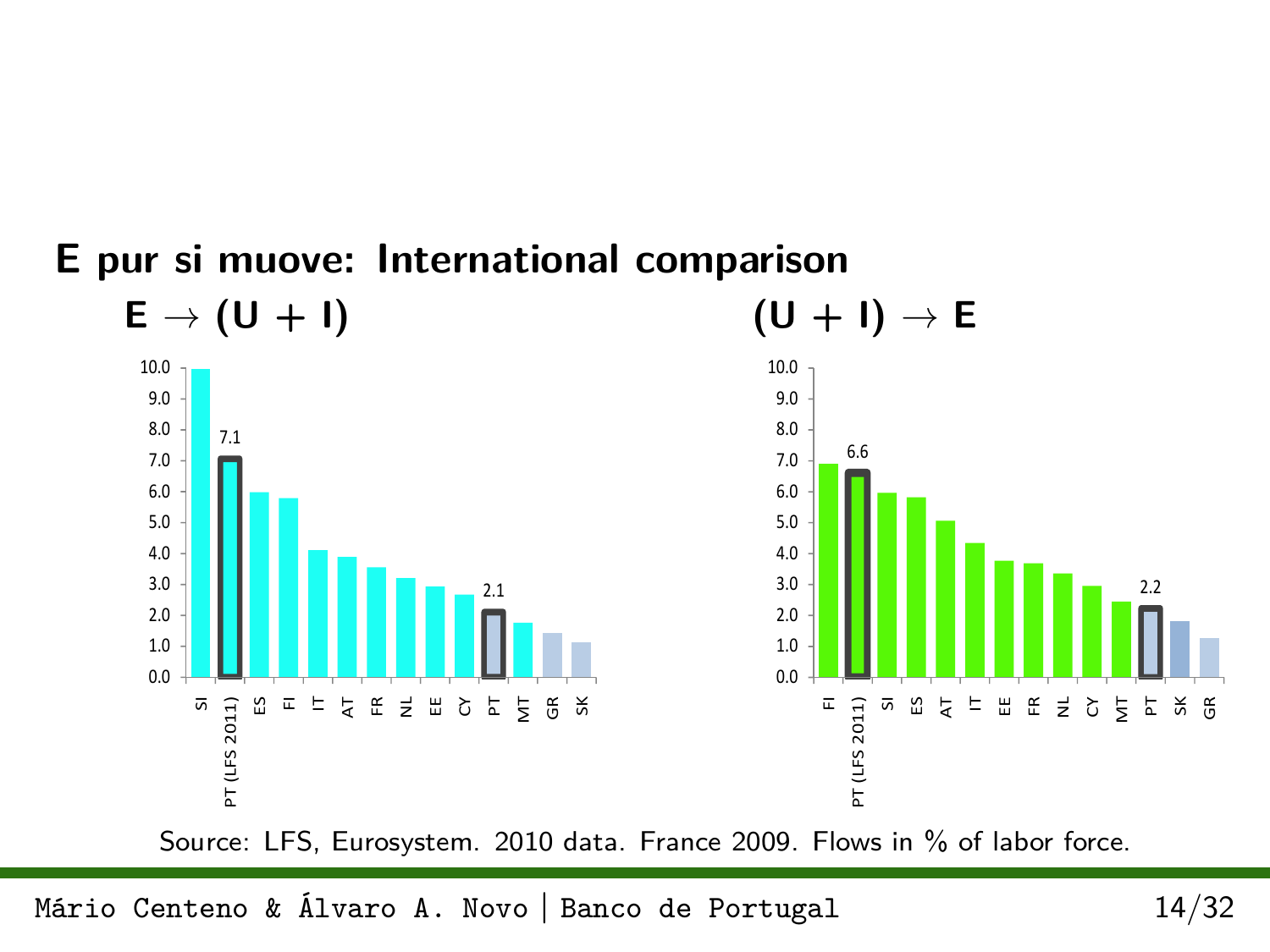# E pur si muove: International comparison

## $E \rightarrow (U + I)$

| SI | PT (LFS 2011) | ES | FI | IT | AT | FR | NL | EE | CY | PT | MT | GR | SK |
|---|---|---|---|---|---|---|---|---|---|---|---|---|---|
|  | 7.1 |  |  |  |  |  |  |  |  | 2.1 |  |  |  |

## $(U + I) \rightarrow E$

| FI | PT (LFS 2011) | SI | ES | AT | IT | EE | FR | NL | CY | MT | PT | SK | GR |
|---|---|---|---|---|---|---|---|---|---|---|---|---|---|
|  | 6.6 |  |  |  |  |  |  |  |  |  | 2.2 |  |  |

Source: LFS, Eurosystem. 2010 data. France 2009. Flows in % of labor force.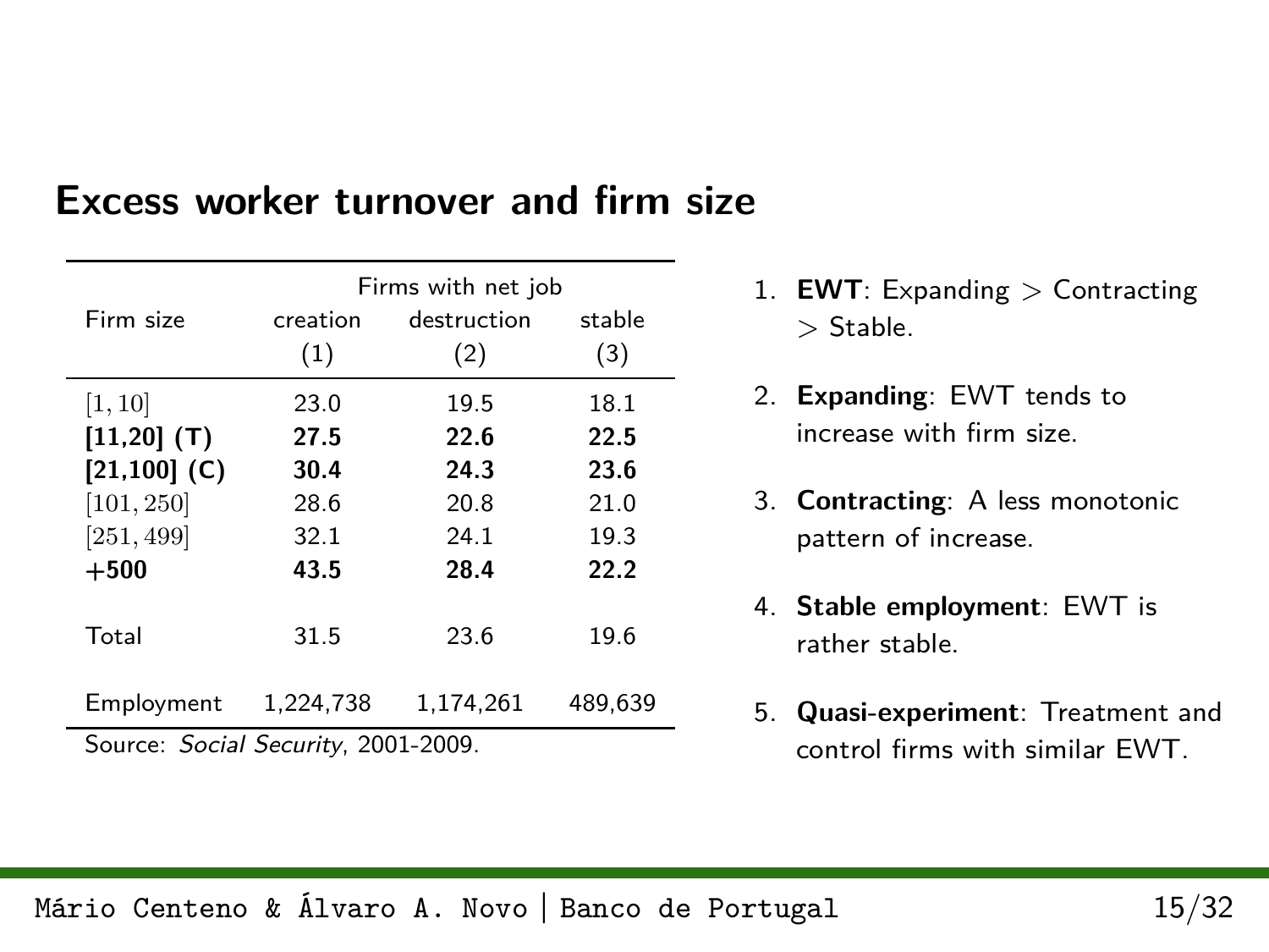## Excess worker turnover and firm size

| Firm size | Firms with net job creation (1) | Firms with net job destruction (2) | Firms with net job stable (3) |
|---|---|---|---|
| $[1, 10]$ | 23.0 | 19.5 | 18.1 |
| **[11,20] (T)** | **27.5** | **22.6** | **22.5** |
| **[21,100] (C)** | **30.4** | **24.3** | **23.6** |
| $[101, 250]$ | 28.6 | 20.8 | 21.0 |
| $[251, 499]$ | 32.1 | 24.1 | 19.3 |
| **+500** | **43.5** | **28.4** | **22.2** |
| Total | 31.5 | 23.6 | 19.6 |
| Employment | 1,224,738 | 1,174,261 | 489,639 |

Source: *Social Security*, 2001-2009.

1. **EWT**: Expanding > Contracting > Stable.
2. **Expanding**: EWT tends to increase with firm size.
3. **Contracting**: A less monotonic pattern of increase.
4. **Stable employment**: EWT is rather stable.
5. **Quasi-experiment**: Treatment and control firms with similar EWT.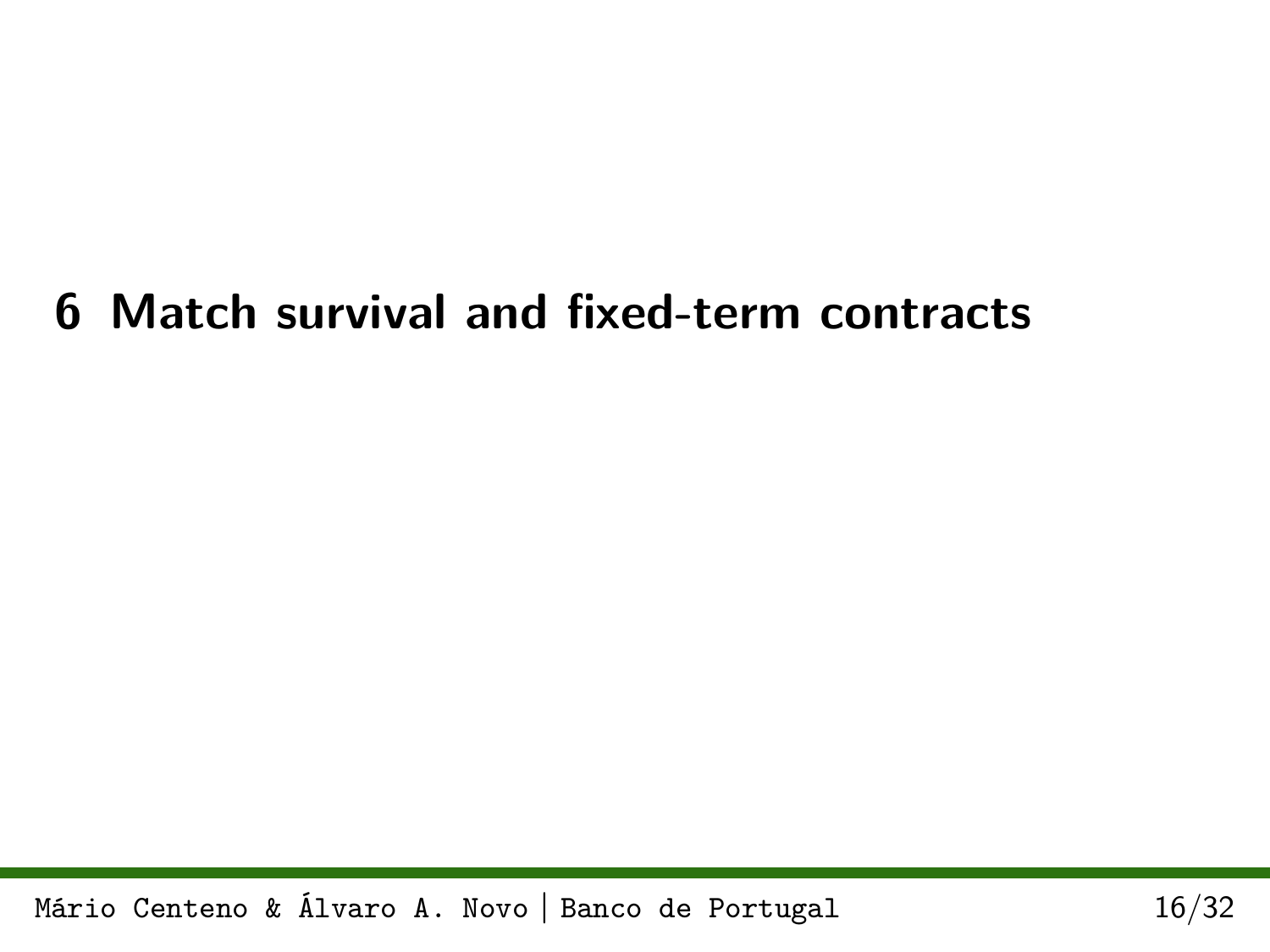# 6 Match survival and fixed-term contracts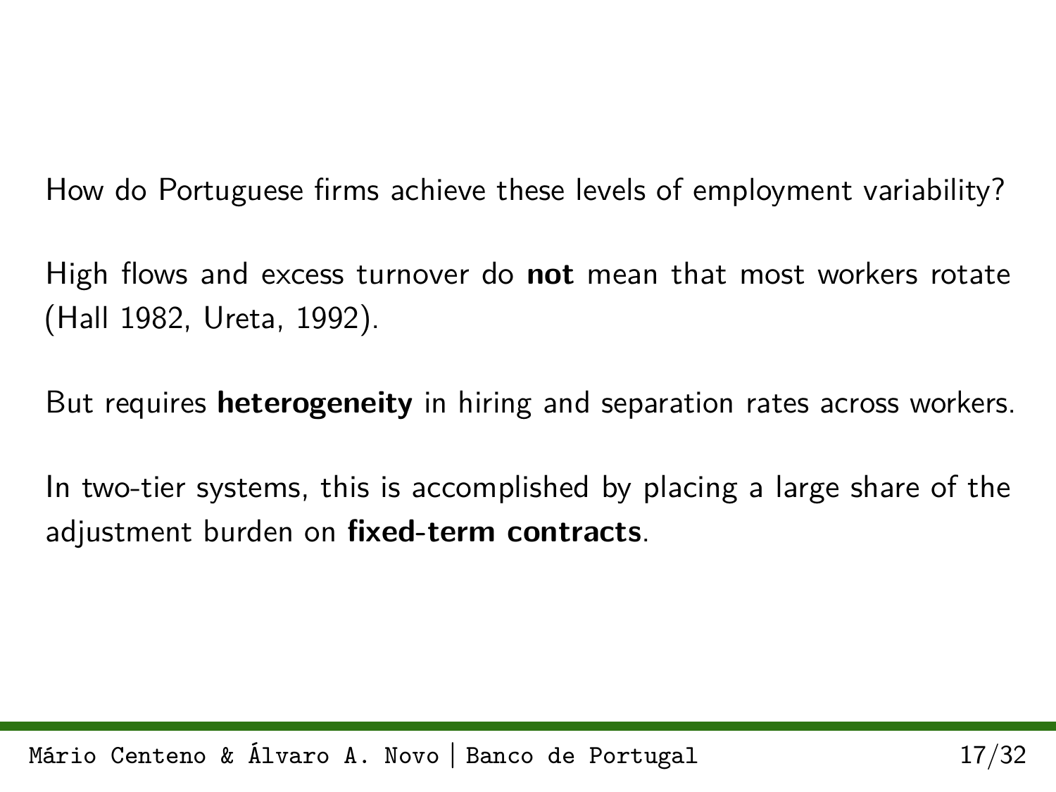How do Portuguese firms achieve these levels of employment variability?

High flows and excess turnover do **not** mean that most workers rotate (Hall 1982, Ureta, 1992).

But requires **heterogeneity** in hiring and separation rates across workers.

In two-tier systems, this is accomplished by placing a large share of the adjustment burden on **fixed-term contracts**.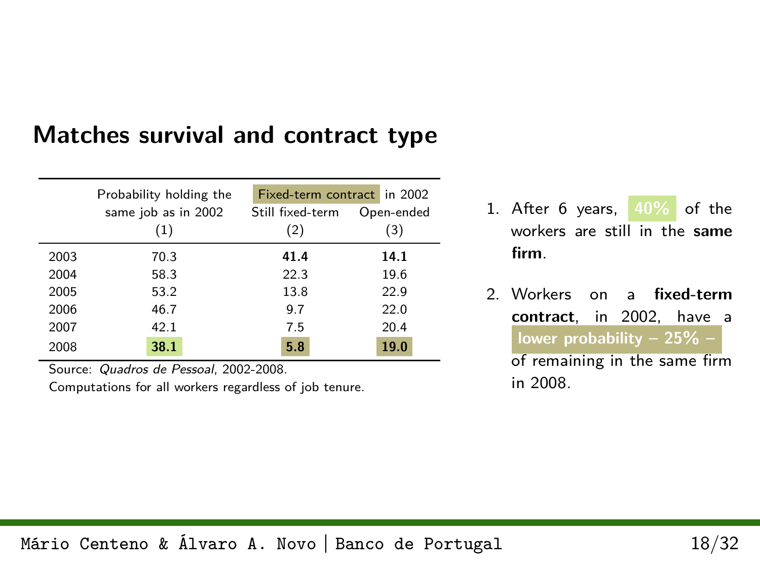## Matches survival and contract type

| | Probability holding the same job as in 2002 | Fixed-term contract in 2002 | |
|---|---|---|---|
| | | Still fixed-term | Open-ended |
| | (1) | (2) | (3) |
| 2003 | 70.3 | **41.4** | **14.1** |
| 2004 | 58.3 | 22.3 | 19.6 |
| 2005 | 53.2 | 13.8 | 22.9 |
| 2006 | 46.7 | 9.7 | 22.0 |
| 2007 | 42.1 | 7.5 | 20.4 |
| 2008 | **38.1** | **5.8** | **19.0** |

Source: *Quadros de Pessoal*, 2002-2008.
Computations for all workers regardless of job tenure.

1. After 6 years, **40%** of the workers are still in the **same firm**.
2. Workers on a **fixed-term contract**, in 2002, have a **lower probability – 25% –** of remaining in the same firm in 2008.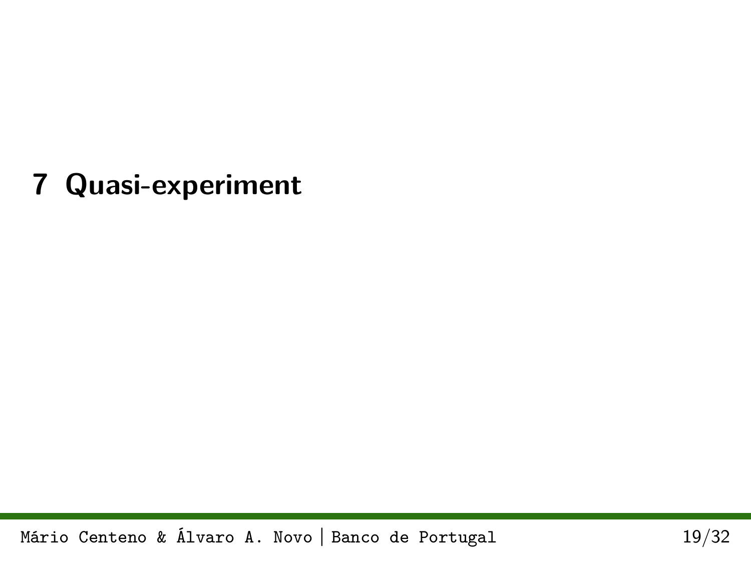# 7 Quasi-experiment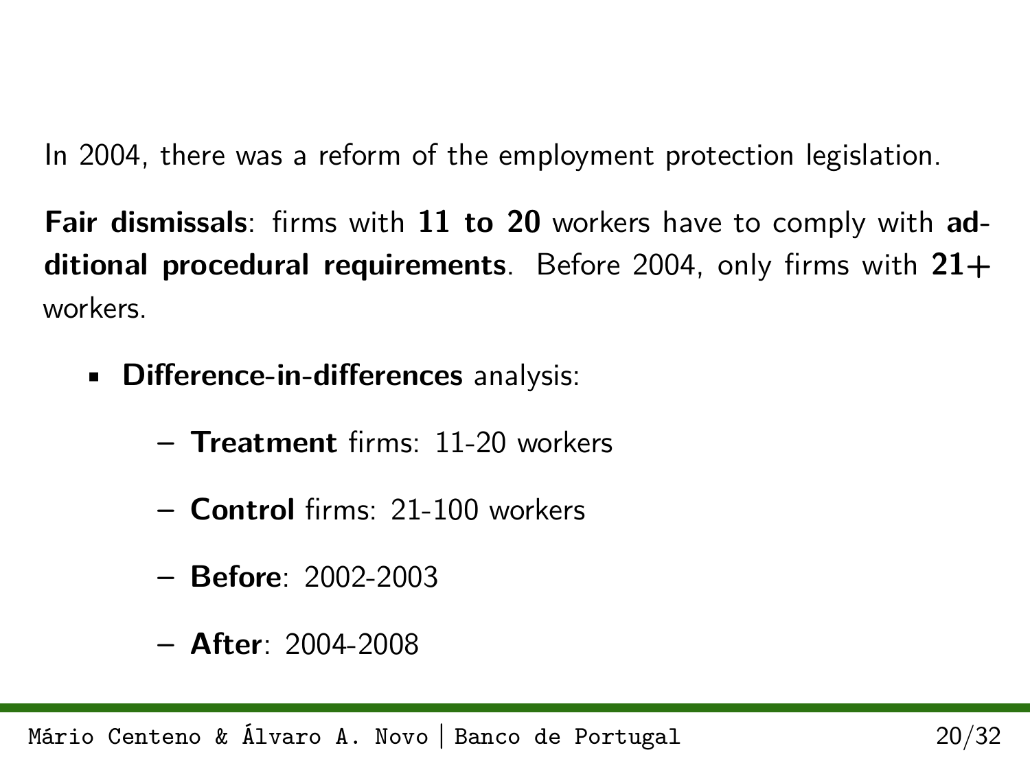In 2004, there was a reform of the employment protection legislation.

**Fair dismissals**: firms with **11 to 20** workers have to comply with **additional procedural requirements**. Before 2004, only firms with **21+** workers.

- **Difference-in-differences** analysis:
  - **Treatment** firms: 11-20 workers
  - **Control** firms: 21-100 workers
  - **Before**: 2002-2003
  - **After**: 2004-2008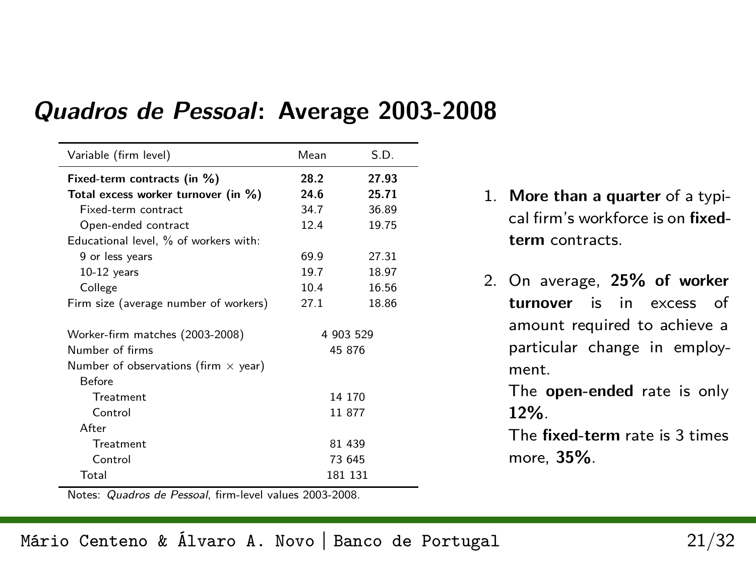# *Quadros de Pessoal*: Average 2003-2008

| Variable (firm level) | Mean | S.D. |
|---|---|---|
| **Fixed-term contracts (in %)** | **28.2** | **27.93** |
| **Total excess worker turnover (in %)** | **24.6** | **25.71** |
| Fixed-term contract | 34.7 | 36.89 |
| Open-ended contract | 12.4 | 19.75 |
| Educational level, % of workers with: | | |
| 9 or less years | 69.9 | 27.31 |
| 10-12 years | 19.7 | 18.97 |
| College | 10.4 | 16.56 |
| Firm size (average number of workers) | 27.1 | 18.86 |
| | | |
| Worker-firm matches (2003-2008) | 4 903 529 | |
| Number of firms | 45 876 | |
| Number of observations (firm × year) | | |
| Before | | |
| Treatment | 14 170 | |
| Control | 11 877 | |
| After | | |
| Treatment | 81 439 | |
| Control | 73 645 | |
| Total | 181 131 | |

Notes: *Quadros de Pessoal*, firm-level values 2003-2008.

1. **More than a quarter** of a typical firm's workforce is on **fixed-term** contracts.
2. On average, **25% of worker turnover** is in excess of amount required to achieve a particular change in employment.
   The **open-ended** rate is only **12%**.
   The **fixed-term** rate is 3 times more, **35%**.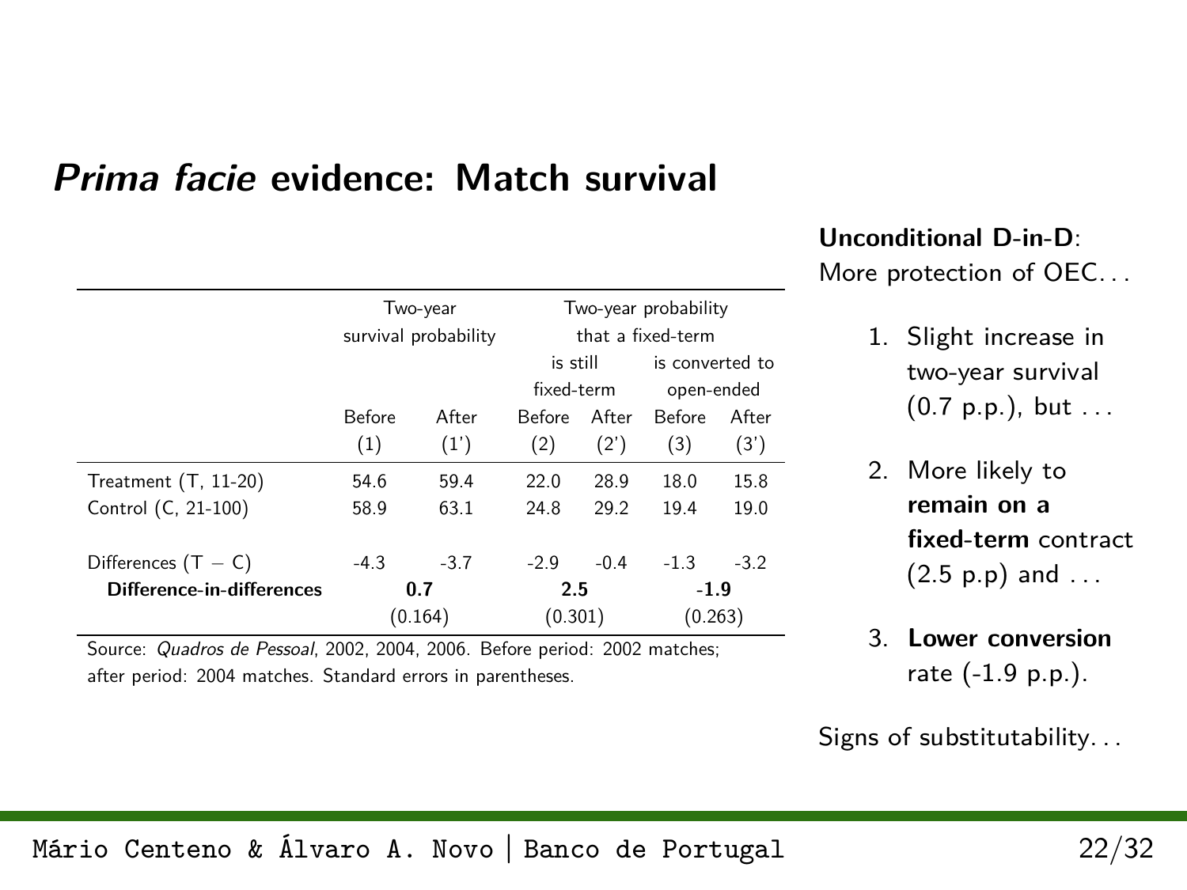# *Prima facie* evidence: Match survival

| | Two-year survival probability | | Two-year probability that a fixed-term is still fixed-term | | Two-year probability that a fixed-term is converted to open-ended | |
|---|---|---|---|---|---|---|
| | Before (1) | After (1') | Before (2) | After (2') | Before (3) | After (3') |
| Treatment (T, 11-20) | 54.6 | 59.4 | 22.0 | 28.9 | 18.0 | 15.8 |
| Control (C, 21-100) | 58.9 | 63.1 | 24.8 | 29.2 | 19.4 | 19.0 |
| Differences (T − C) | -4.3 | -3.7 | -2.9 | -0.4 | -1.3 | -3.2 |
| **Difference-in-differences** | **0.7** | | **2.5** | | **-1.9** | |
| | (0.164) | | (0.301) | | (0.263) | |

Source: *Quadros de Pessoal*, 2002, 2004, 2006. Before period: 2002 matches; after period: 2004 matches. Standard errors in parentheses.

**Unconditional D-in-D**:
More protection of OEC...

1. Slight increase in two-year survival (0.7 p.p.), but ...
2. More likely to **remain on a fixed-term** contract (2.5 p.p) and ...
3. **Lower conversion** rate (-1.9 p.p.).

Signs of substitutability...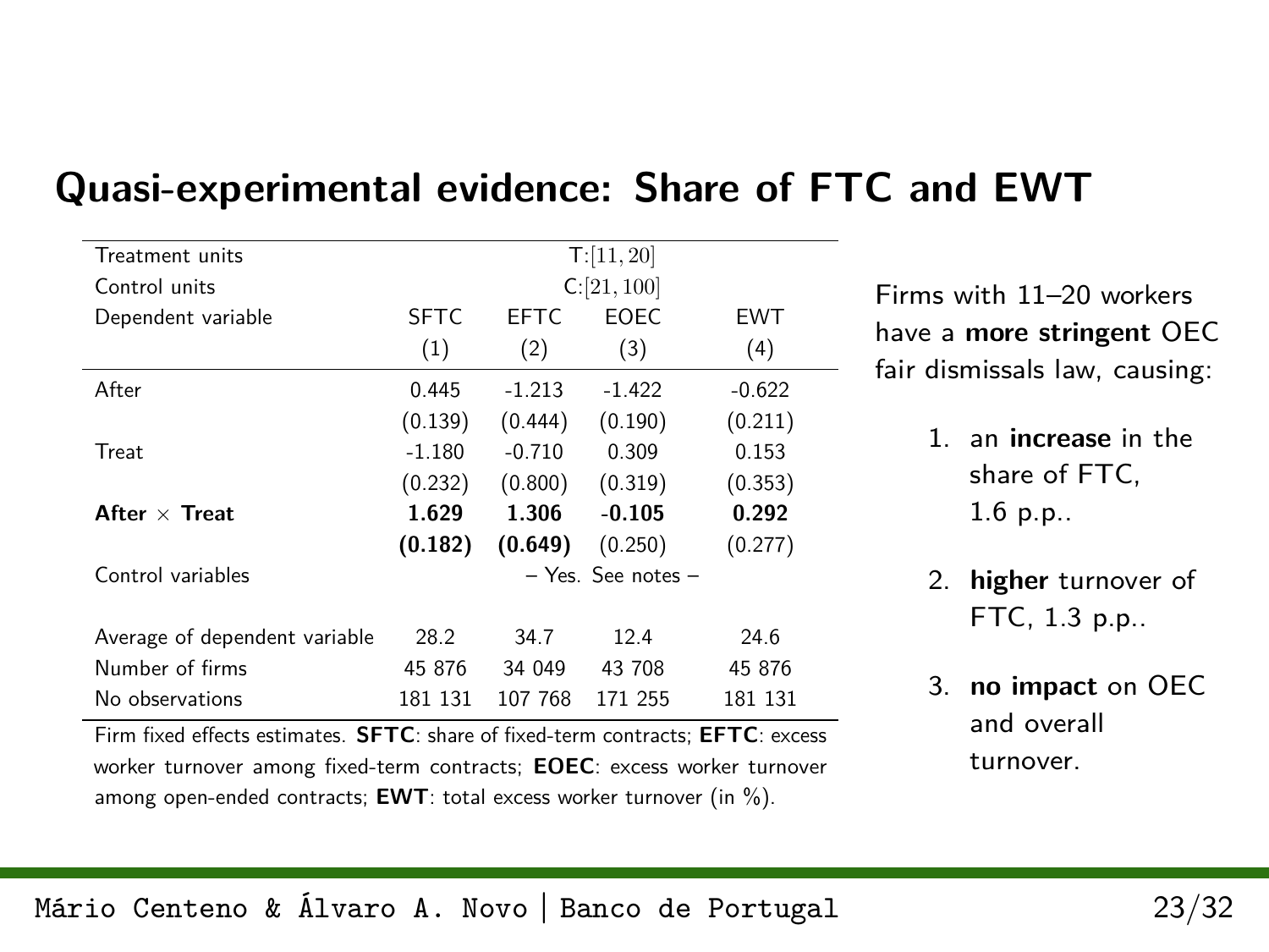# Quasi-experimental evidence: Share of FTC and EWT

| Treatment units | T:$[11, 20]$ | | | |
|---|---|---|---|---|
| Control units | C:$[21, 100]$ | | | |
| Dependent variable | SFTC | EFTC | EOEC | EWT |
| | (1) | (2) | (3) | (4) |
| After | 0.445 | -1.213 | -1.422 | -0.622 |
| | (0.139) | (0.444) | (0.190) | (0.211) |
| Treat | -1.180 | -0.710 | 0.309 | 0.153 |
| | (0.232) | (0.800) | (0.319) | (0.353) |
| **After $\times$ Treat** | **1.629** | **1.306** | **-0.105** | **0.292** |
| | **(0.182)** | **(0.649)** | (0.250) | (0.277) |
| Control variables | – Yes. See notes – | | | |
| Average of dependent variable | 28.2 | 34.7 | 12.4 | 24.6 |
| Number of firms | 45 876 | 34 049 | 43 708 | 45 876 |
| No observations | 181 131 | 107 768 | 171 255 | 181 131 |

Firm fixed effects estimates. **SFTC**: share of fixed-term contracts; **EFTC**: excess worker turnover among fixed-term contracts; **EOEC**: excess worker turnover among open-ended contracts; **EWT**: total excess worker turnover (in %).

Firms with 11–20 workers have a **more stringent** OEC fair dismissals law, causing:

1. an **increase** in the share of FTC, 1.6 p.p..
2. **higher** turnover of FTC, 1.3 p.p..
3. **no impact** on OEC and overall turnover.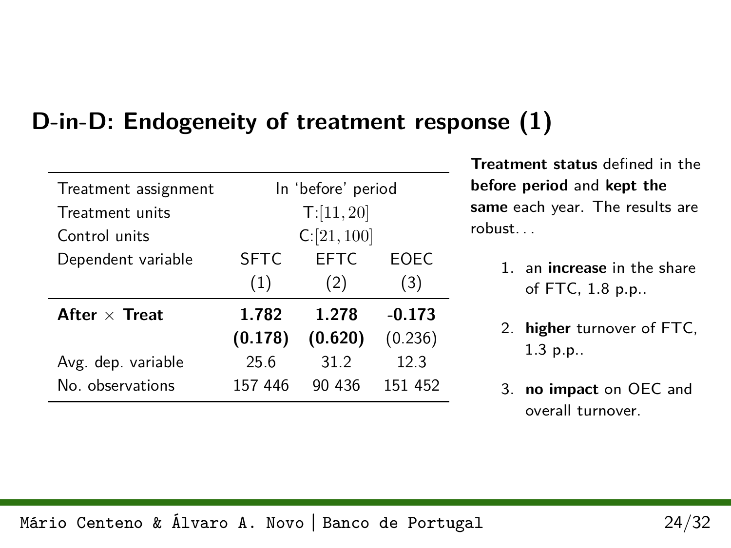## D-in-D: Endogeneity of treatment response (1)

| Treatment assignment | In 'before' period | | |
|---|---|---|---|
| Treatment units | T:$[11, 20]$ | | |
| Control units | C:$[21, 100]$ | | |
| Dependent variable | SFTC | EFTC | EOEC |
| | (1) | (2) | (3) |
| **After × Treat** | **1.782** | **1.278** | **-0.173** |
| | **(0.178)** | **(0.620)** | (0.236) |
| Avg. dep. variable | 25.6 | 31.2 | 12.3 |
| No. observations | 157 446 | 90 436 | 151 452 |

**Treatment status** defined in the **before period** and **kept the same** each year. The results are robust. . .

1. an **increase** in the share of FTC, 1.8 p.p..
2. **higher** turnover of FTC, 1.3 p.p..
3. **no impact** on OEC and overall turnover.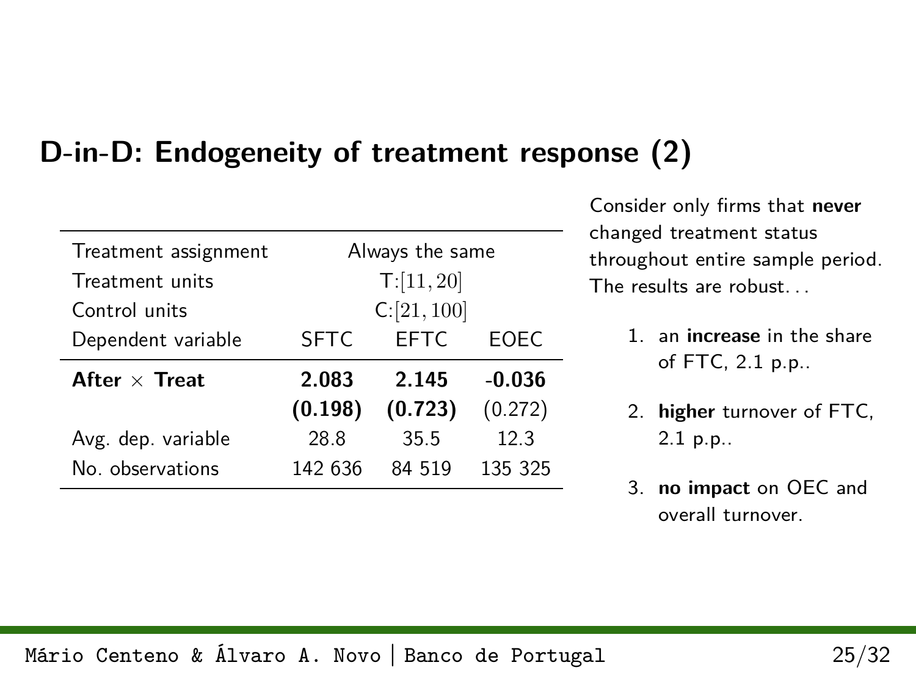## D-in-D: Endogeneity of treatment response (2)

| Treatment assignment | Always the same | | |
|---|---|---|---|
| Treatment units | T:$[11, 20]$ | | |
| Control units | C:$[21, 100]$ | | |
| Dependent variable | SFTC | EFTC | EOEC |
| **After × Treat** | **2.083** | **2.145** | **-0.036** |
| | **(0.198)** | **(0.723)** | (0.272) |
| Avg. dep. variable | 28.8 | 35.5 | 12.3 |
| No. observations | 142 636 | 84 519 | 135 325 |

Consider only firms that **never** changed treatment status throughout entire sample period. The results are robust...

1. an **increase** in the share of FTC, 2.1 p.p..
2. **higher** turnover of FTC, 2.1 p.p..
3. **no impact** on OEC and overall turnover.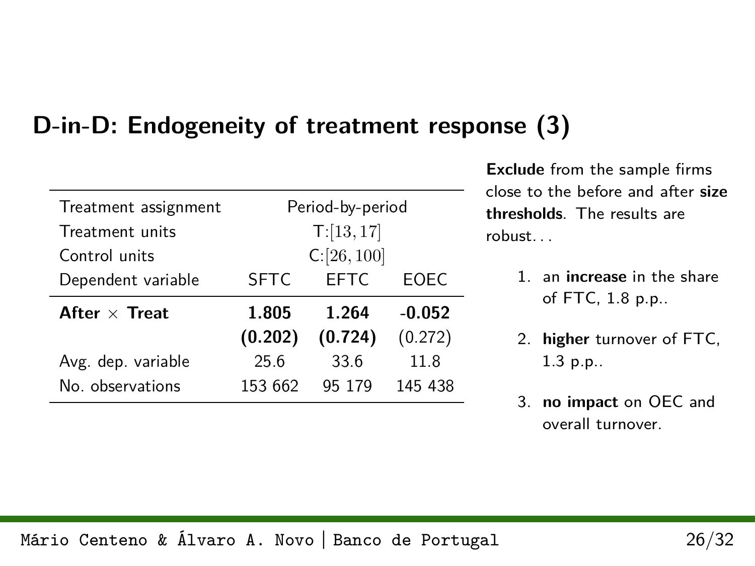## D-in-D: Endogeneity of treatment response (3)

| Treatment assignment | Period-by-period | | |
|---|---|---|---|
| Treatment units | T:$[13, 17]$ | | |
| Control units | C:$[26, 100]$ | | |
| Dependent variable | SFTC | EFTC | EOEC |
| **After $\times$ Treat** | **1.805** | **1.264** | **-0.052** |
| | **(0.202)** | **(0.724)** | (0.272) |
| Avg. dep. variable | 25.6 | 33.6 | 11.8 |
| No. observations | 153 662 | 95 179 | 145 438 |

**Exclude** from the sample firms close to the before and after **size thresholds**. The results are robust. . .

1. an **increase** in the share of FTC, 1.8 p.p..
2. **higher** turnover of FTC, 1.3 p.p..
3. **no impact** on OEC and overall turnover.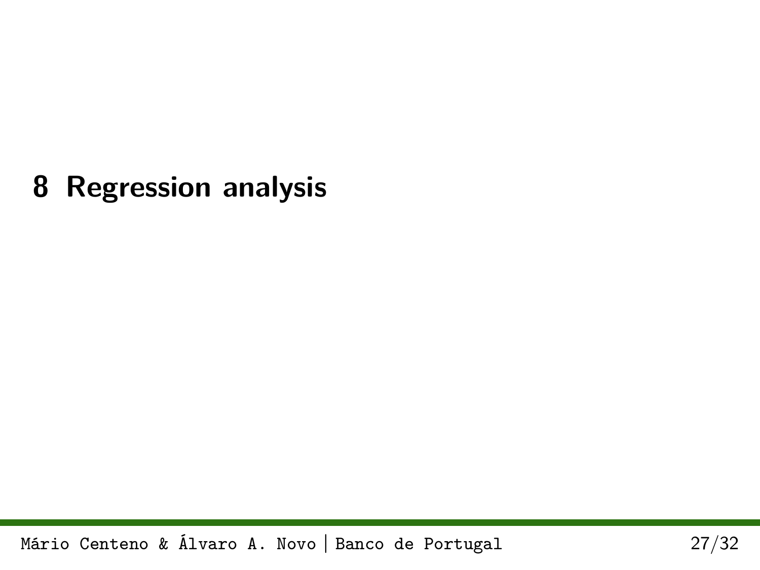# 8 Regression analysis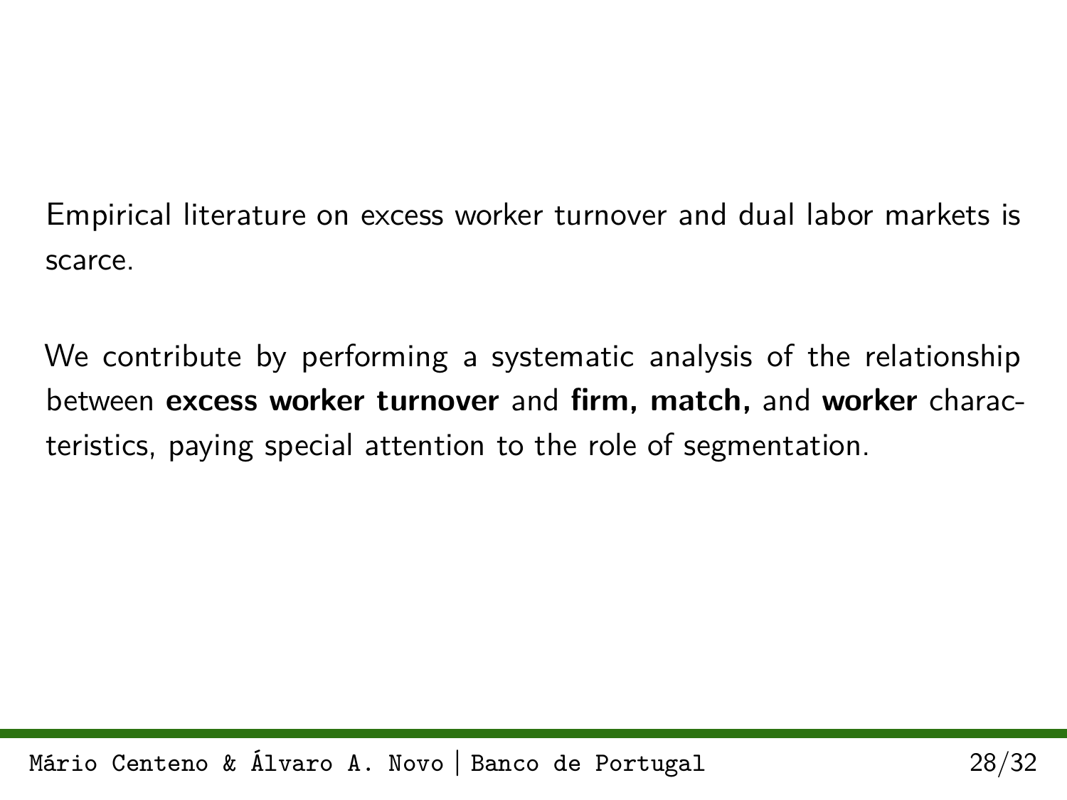Empirical literature on excess worker turnover and dual labor markets is scarce.

We contribute by performing a systematic analysis of the relationship between **excess worker turnover** and **firm, match,** and **worker** characteristics, paying special attention to the role of segmentation.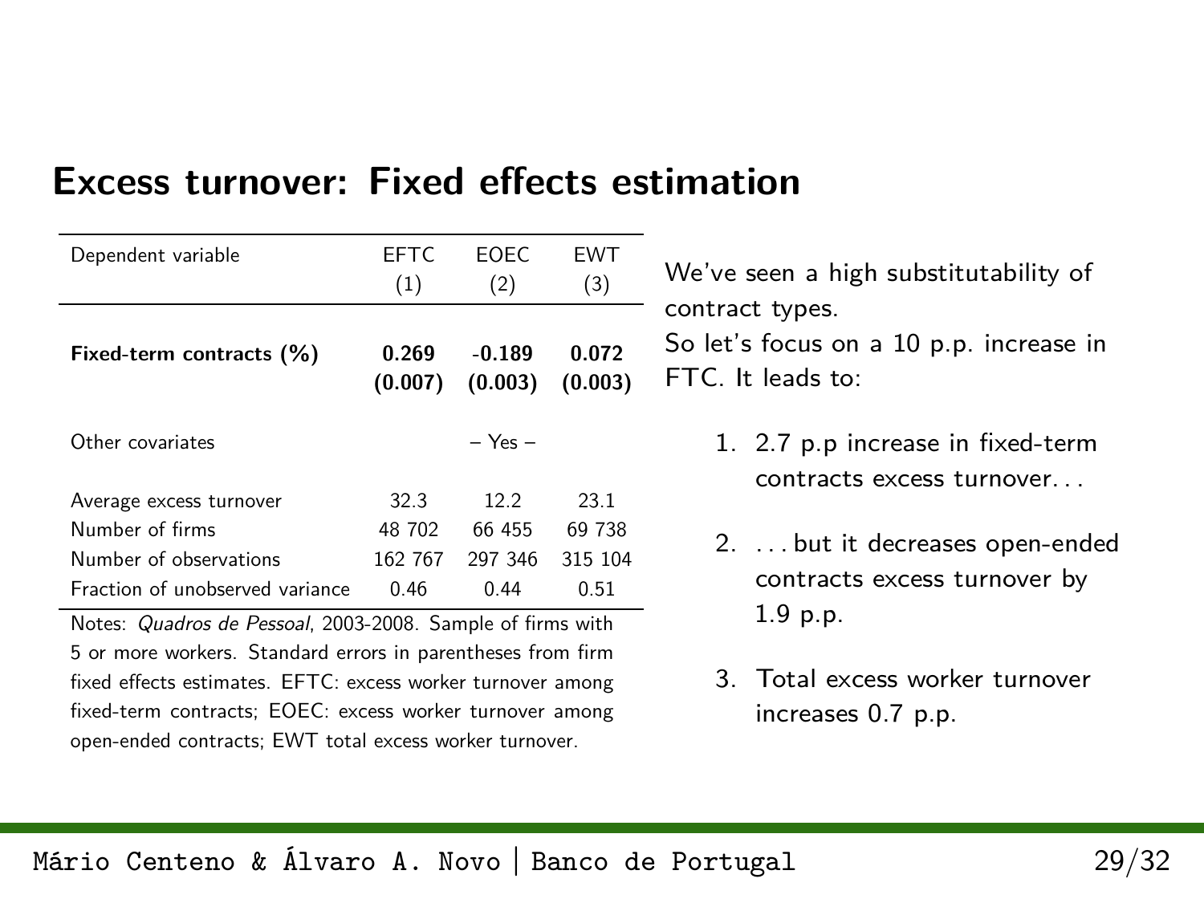# Excess turnover: Fixed effects estimation

| Dependent variable | EFTC (1) | EOEC (2) | EWT (3) |
|---|---|---|---|
| **Fixed-term contracts (%)** | **0.269** | **-0.189** | **0.072** |
| | **(0.007)** | **(0.003)** | **(0.003)** |
| Other covariates | | – Yes – | |
| Average excess turnover | 32.3 | 12.2 | 23.1 |
| Number of firms | 48 702 | 66 455 | 69 738 |
| Number of observations | 162 767 | 297 346 | 315 104 |
| Fraction of unobserved variance | 0.46 | 0.44 | 0.51 |

Notes: *Quadros de Pessoal*, 2003-2008. Sample of firms with 5 or more workers. Standard errors in parentheses from firm fixed effects estimates. EFTC: excess worker turnover among fixed-term contracts; EOEC: excess worker turnover among open-ended contracts; EWT total excess worker turnover.

We've seen a high substitutability of contract types.
So let's focus on a 10 p.p. increase in FTC. It leads to:

1. 2.7 p.p increase in fixed-term contracts excess turnover...
2. ...but it decreases open-ended contracts excess turnover by 1.9 p.p.
3. Total excess worker turnover increases 0.7 p.p.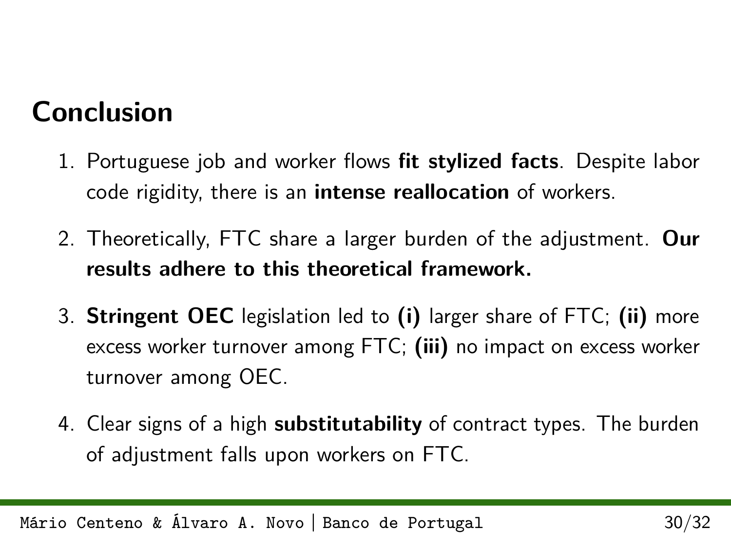## Conclusion

1. Portuguese job and worker flows **fit stylized facts**. Despite labor code rigidity, there is an **intense reallocation** of workers.
2. Theoretically, FTC share a larger burden of the adjustment. **Our results adhere to this theoretical framework.**
3. **Stringent OEC** legislation led to **(i)** larger share of FTC; **(ii)** more excess worker turnover among FTC; **(iii)** no impact on excess worker turnover among OEC.
4. Clear signs of a high **substitutability** of contract types. The burden of adjustment falls upon workers on FTC.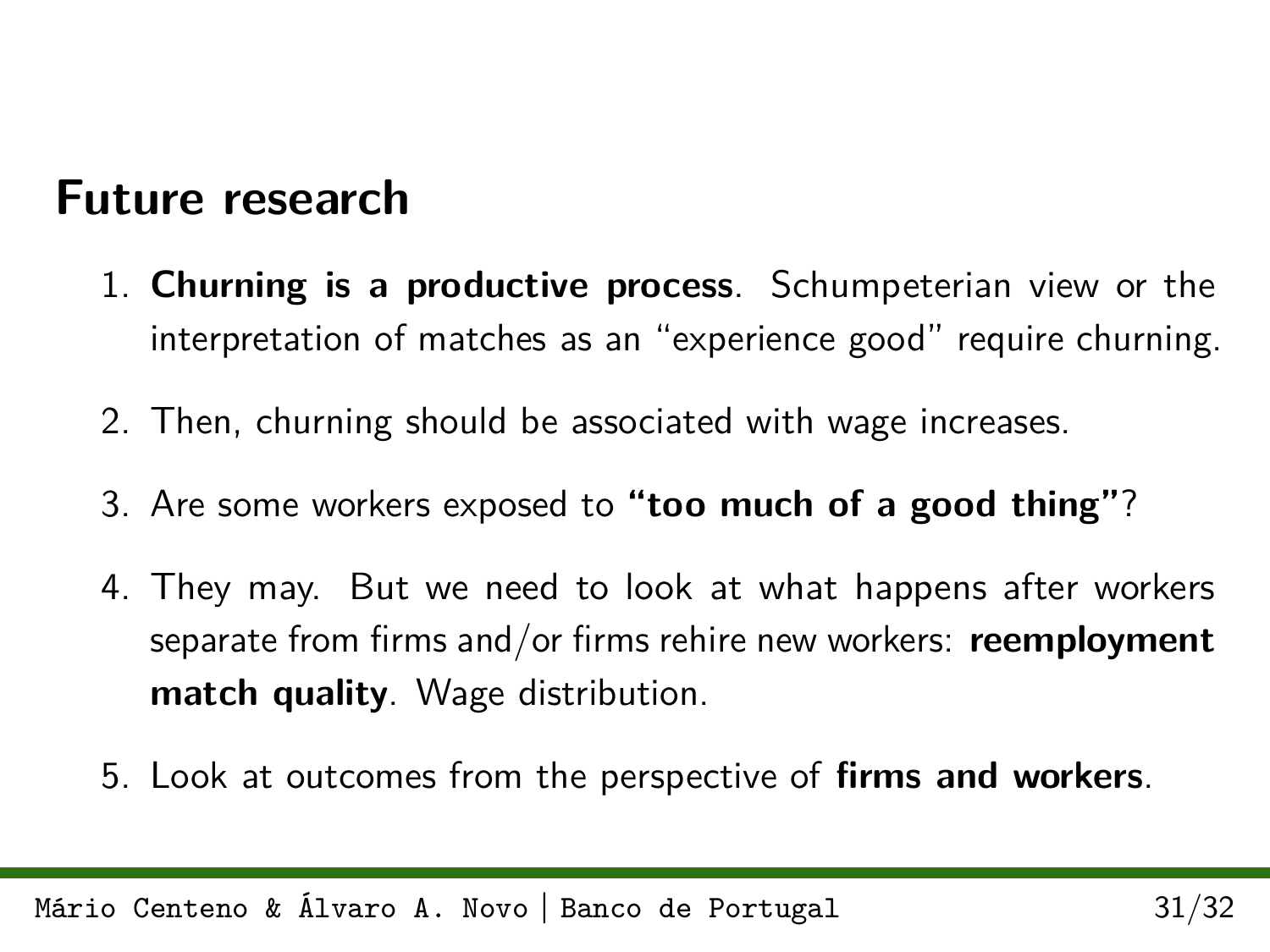## Future research

1. **Churning is a productive process**. Schumpeterian view or the interpretation of matches as an "experience good" require churning.

2. Then, churning should be associated with wage increases.

3. Are some workers exposed to **"too much of a good thing"**?

4. They may. But we need to look at what happens after workers separate from firms and/or firms rehire new workers: **reemployment match quality**. Wage distribution.

5. Look at outcomes from the perspective of **firms and workers**.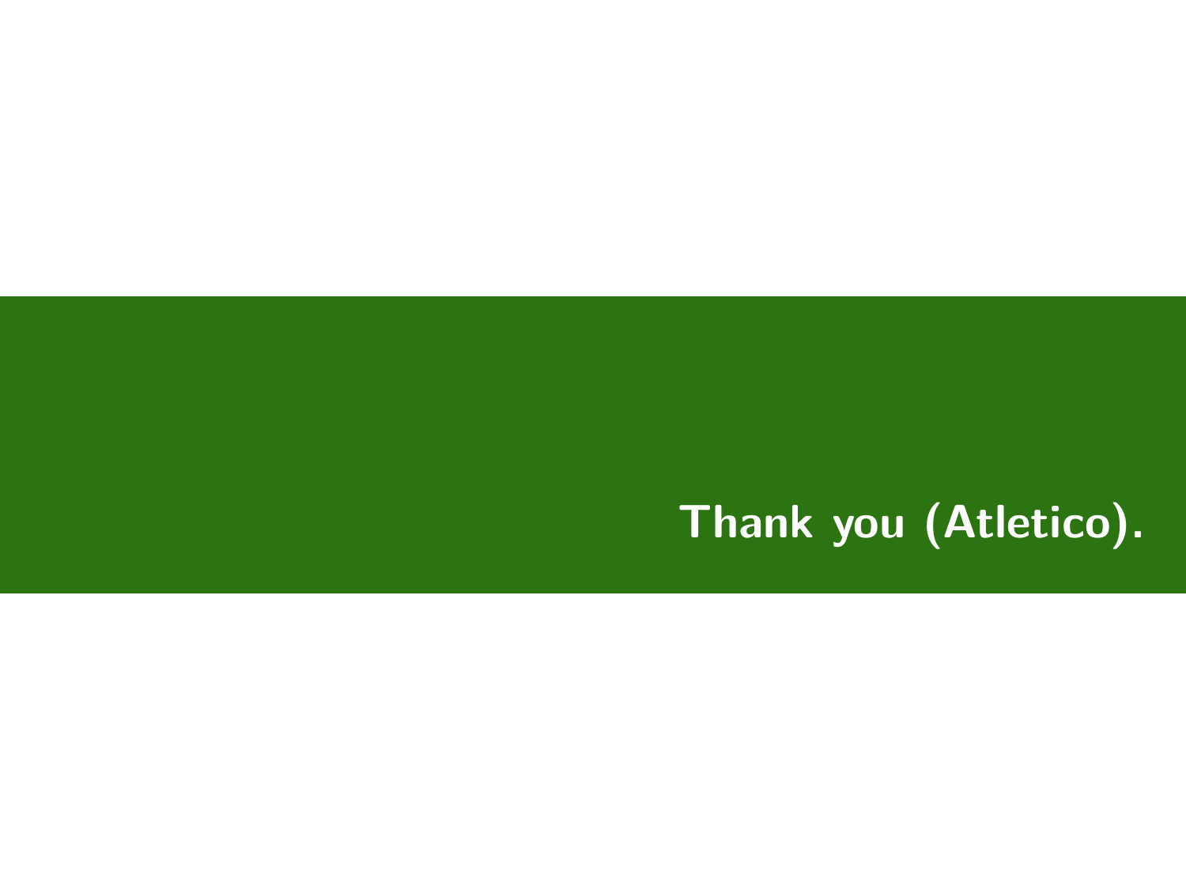# Thank you (Atletico).